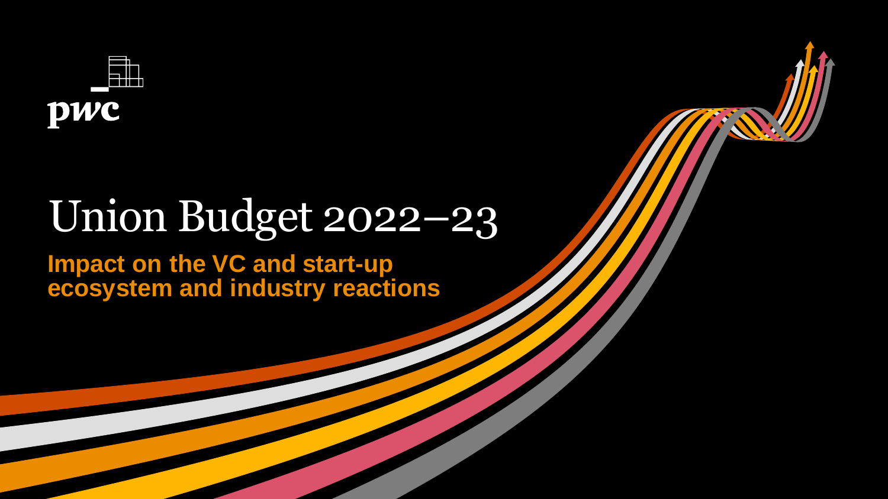# Union Budget 2022–23

## Impact on the VC and start-up ecosystem and industry reactions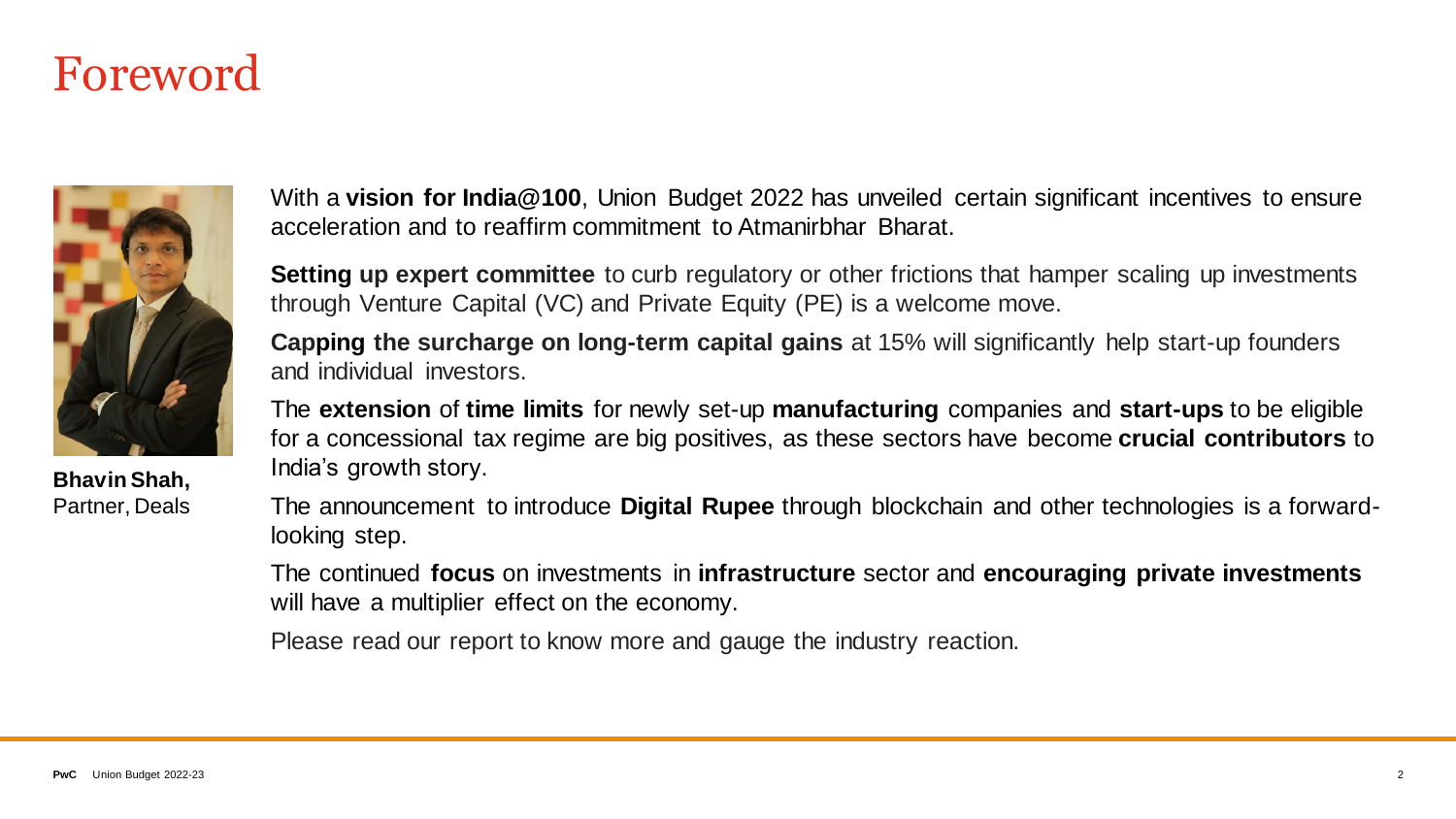# Foreword

**Bhavin Shah,**
Partner, Deals

With a **vision for India@100**, Union Budget 2022 has unveiled certain significant incentives to ensure acceleration and to reaffirm commitment to Atmanirbhar Bharat.

**Setting up expert committee** to curb regulatory or other frictions that hamper scaling up investments through Venture Capital (VC) and Private Equity (PE) is a welcome move.

**Capping the surcharge on long-term capital gains** at 15% will significantly help start-up founders and individual investors.

The **extension** of **time limits** for newly set-up **manufacturing** companies and **start-ups** to be eligible for a concessional tax regime are big positives, as these sectors have become **crucial contributors** to India's growth story.

The announcement to introduce **Digital Rupee** through blockchain and other technologies is a forward-looking step.

The continued **focus** on investments in **infrastructure** sector and **encouraging private investments** will have a multiplier effect on the economy.

Please read our report to know more and gauge the industry reaction.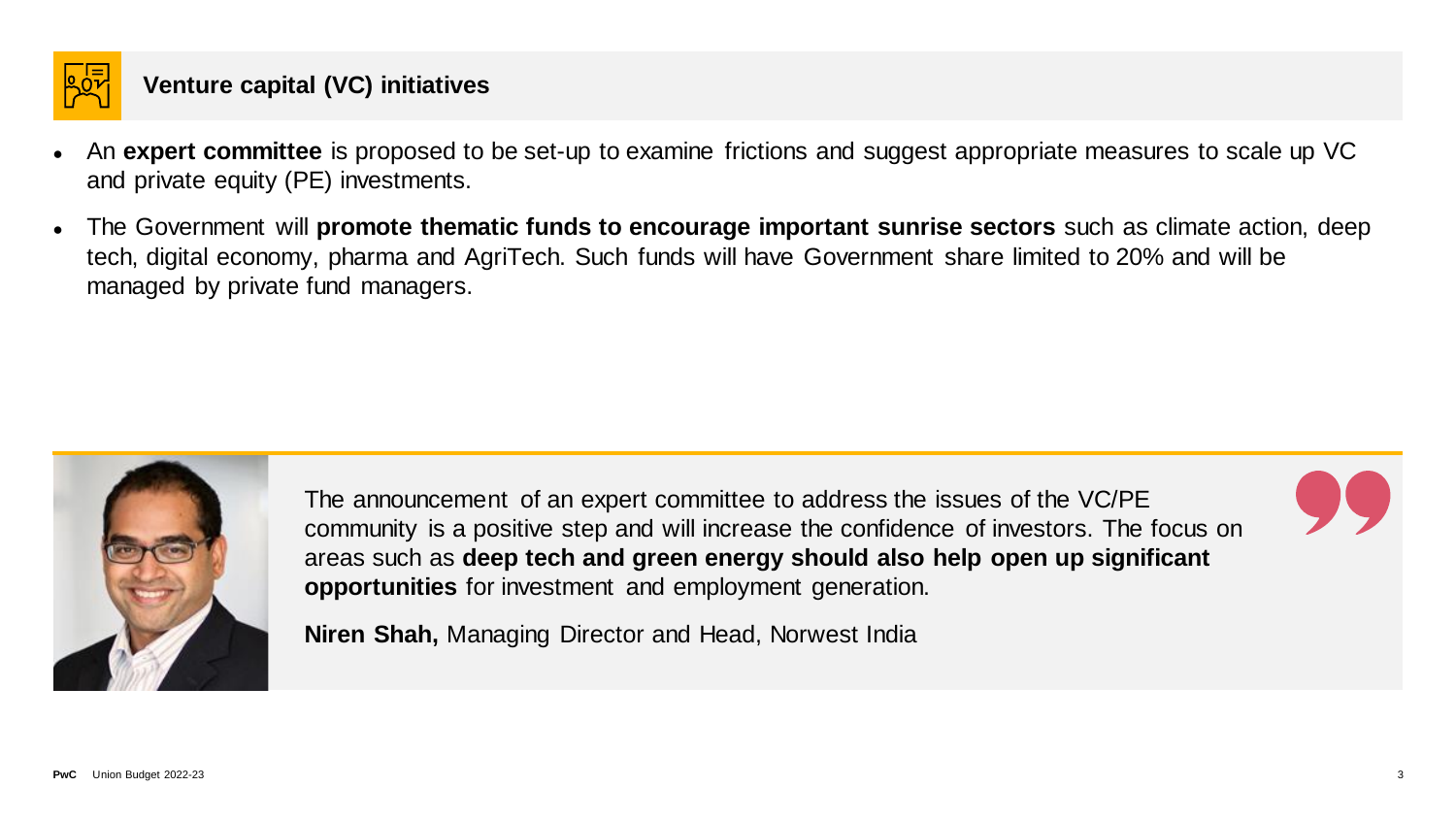## Venture capital (VC) initiatives

- An **expert committee** is proposed to be set-up to examine frictions and suggest appropriate measures to scale up VC and private equity (PE) investments.
- The Government will **promote thematic funds to encourage important sunrise sectors** such as climate action, deep tech, digital economy, pharma and AgriTech. Such funds will have Government share limited to 20% and will be managed by private fund managers.

> The announcement of an expert committee to address the issues of the VC/PE community is a positive step and will increase the confidence of investors. The focus on areas such as **deep tech and green energy should also help open up significant opportunities** for investment and employment generation.
>
> **Niren Shah,** Managing Director and Head, Norwest India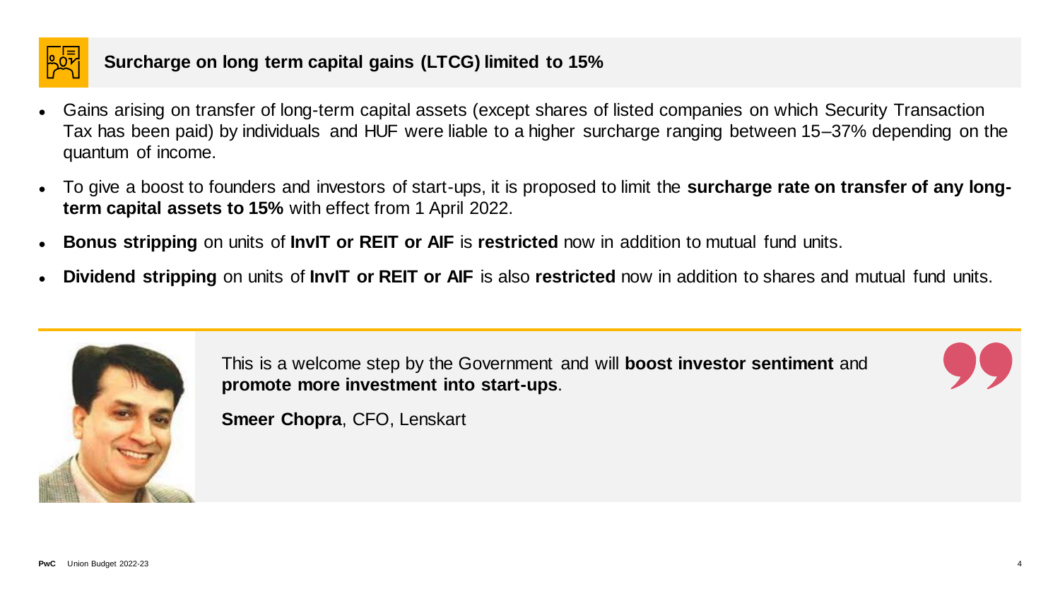## Surcharge on long term capital gains (LTCG) limited to 15%

- Gains arising on transfer of long-term capital assets (except shares of listed companies on which Security Transaction Tax has been paid) by individuals and HUF were liable to a higher surcharge ranging between 15–37% depending on the quantum of income.
- To give a boost to founders and investors of start-ups, it is proposed to limit the **surcharge rate on transfer of any long-term capital assets to 15%** with effect from 1 April 2022.
- **Bonus stripping** on units of **InvIT or REIT or AIF** is **restricted** now in addition to mutual fund units.
- **Dividend stripping** on units of **InvIT or REIT or AIF** is also **restricted** now in addition to shares and mutual fund units.

> This is a welcome step by the Government and will **boost investor sentiment** and **promote more investment into start-ups**.
>
> **Smeer Chopra**, CFO, Lenskart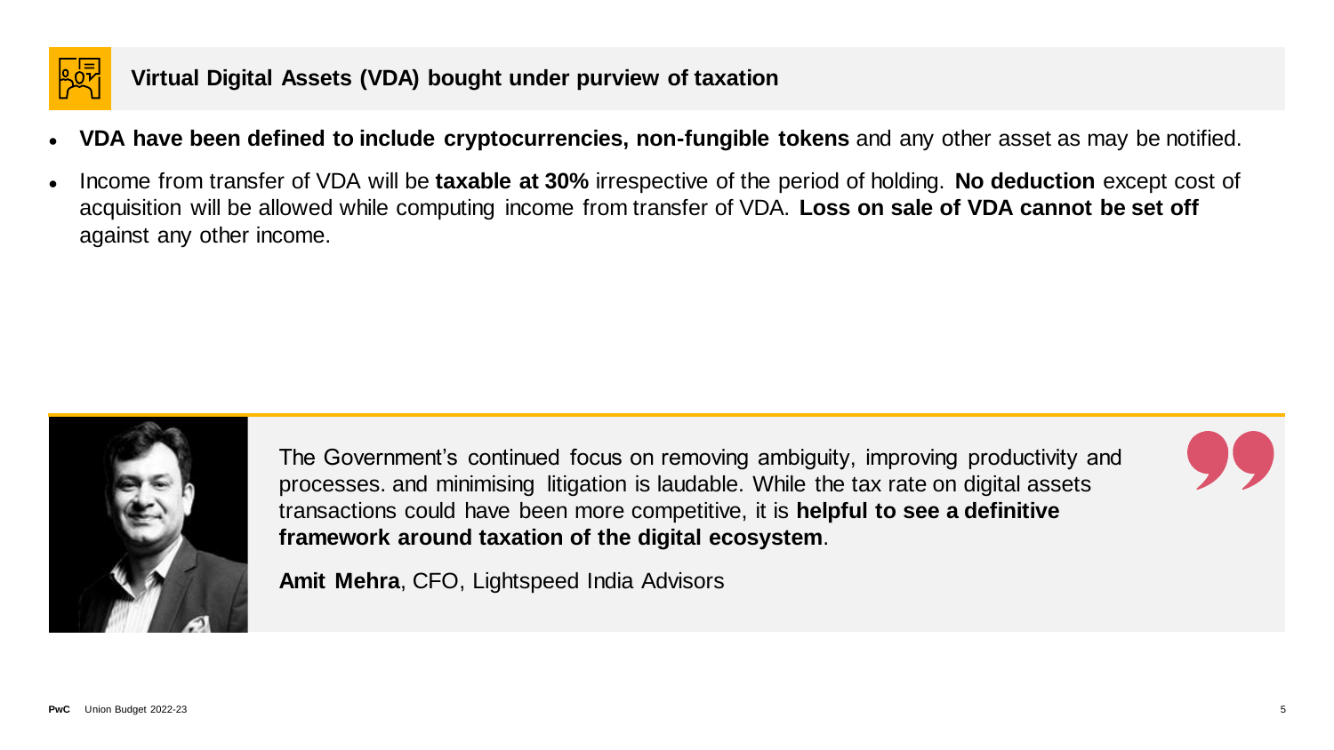## Virtual Digital Assets (VDA) bought under purview of taxation

- **VDA have been defined to include cryptocurrencies, non-fungible tokens** and any other asset as may be notified.
- Income from transfer of VDA will be **taxable at 30%** irrespective of the period of holding. **No deduction** except cost of acquisition will be allowed while computing income from transfer of VDA. **Loss on sale of VDA cannot be set off** against any other income.

> The Government's continued focus on removing ambiguity, improving productivity and processes. and minimising litigation is laudable. While the tax rate on digital assets transactions could have been more competitive, it is **helpful to see a definitive framework around taxation of the digital ecosystem**.
>
> **Amit Mehra**, CFO, Lightspeed India Advisors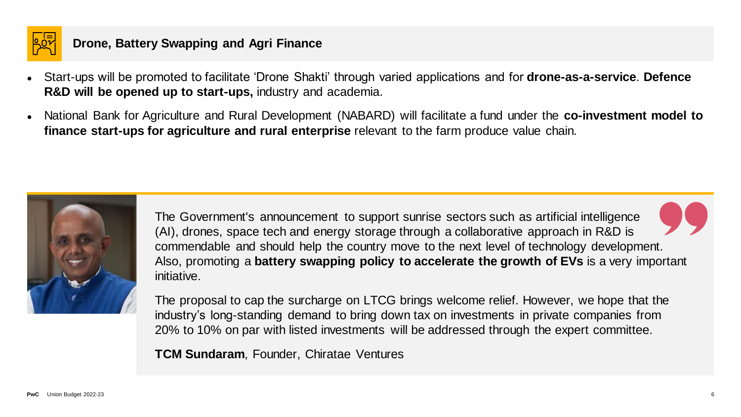## Drone, Battery Swapping and Agri Finance

- Start-ups will be promoted to facilitate 'Drone Shakti' through varied applications and for **drone-as-a-service**. **Defence R&D will be opened up to start-ups,** industry and academia.
- National Bank for Agriculture and Rural Development (NABARD) will facilitate a fund under the **co-investment model to finance start-ups for agriculture and rural enterprise** relevant to the farm produce value chain.

> The Government's announcement to support sunrise sectors such as artificial intelligence (AI), drones, space tech and energy storage through a collaborative approach in R&D is commendable and should help the country move to the next level of technology development. Also, promoting a **battery swapping policy to accelerate the growth of EVs** is a very important initiative.
>
> The proposal to cap the surcharge on LTCG brings welcome relief. However, we hope that the industry's long-standing demand to bring down tax on investments in private companies from 20% to 10% on par with listed investments will be addressed through the expert committee.
>
> **TCM Sundaram**, Founder, Chiratae Ventures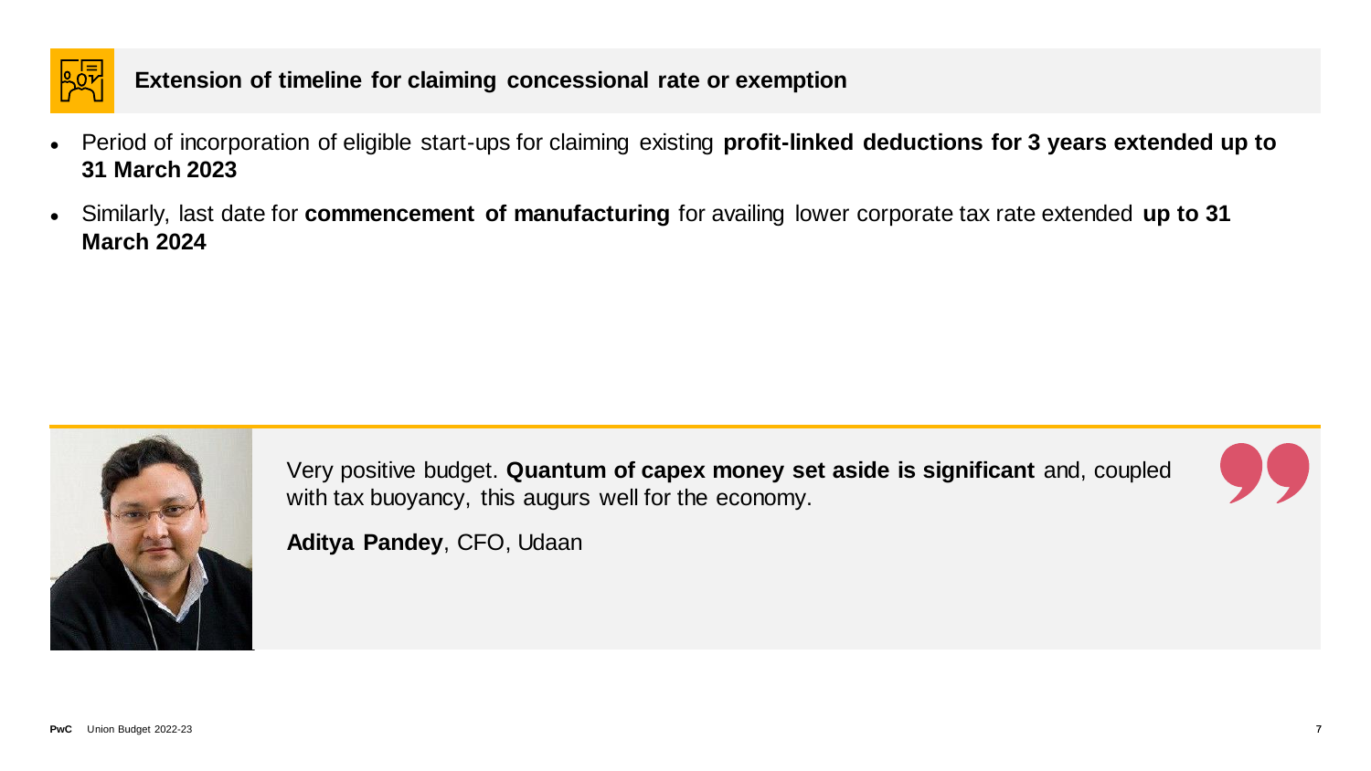## Extension of timeline for claiming concessional rate or exemption

- Period of incorporation of eligible start-ups for claiming existing **profit-linked deductions for 3 years extended up to 31 March 2023**
- Similarly, last date for **commencement of manufacturing** for availing lower corporate tax rate extended **up to 31 March 2024**

> Very positive budget. **Quantum of capex money set aside is significant** and, coupled with tax buoyancy, this augurs well for the economy.
>
> **Aditya Pandey**, CFO, Udaan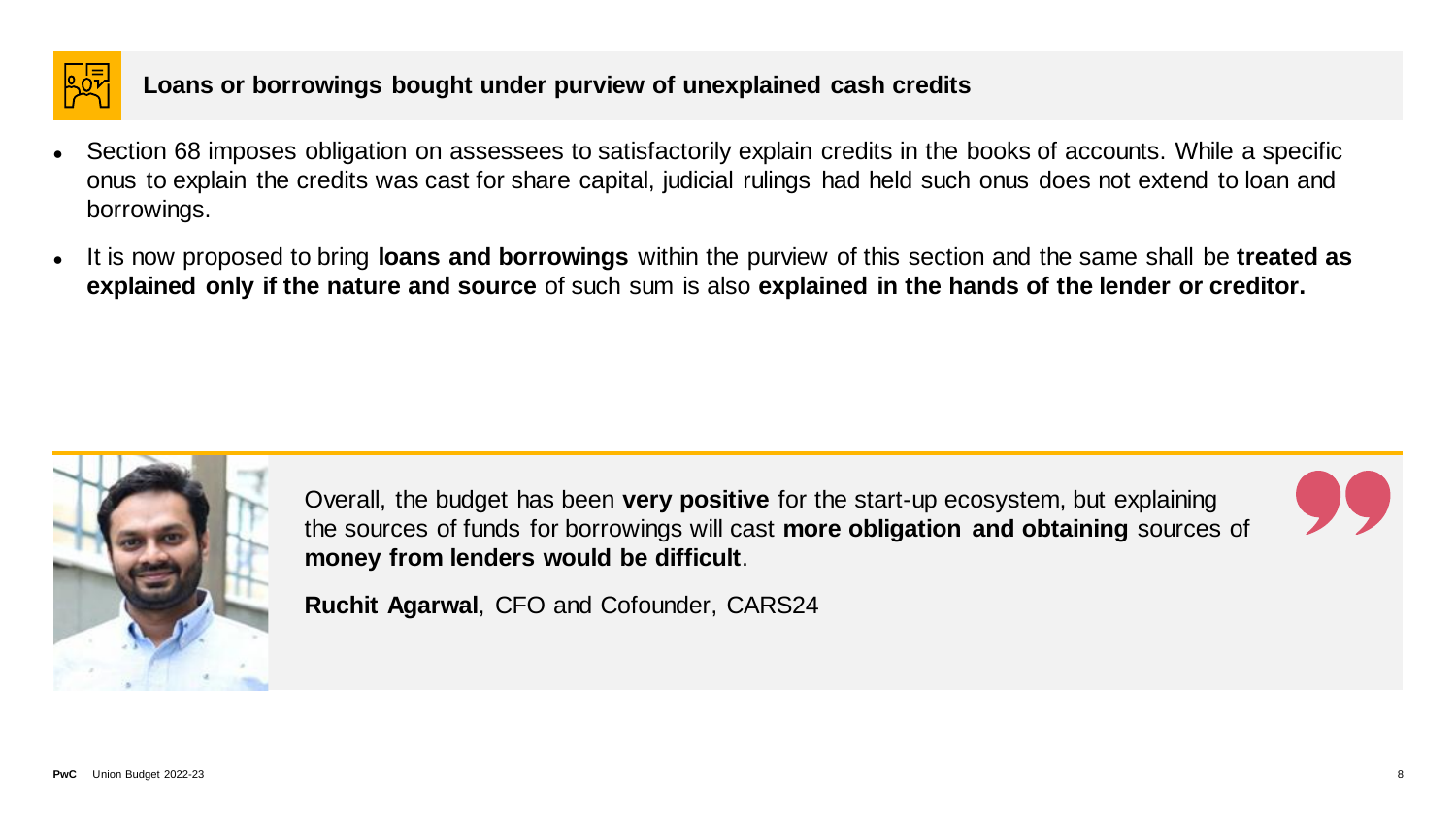## Loans or borrowings bought under purview of unexplained cash credits

- Section 68 imposes obligation on assessees to satisfactorily explain credits in the books of accounts. While a specific onus to explain the credits was cast for share capital, judicial rulings had held such onus does not extend to loan and borrowings.
- It is now proposed to bring **loans and borrowings** within the purview of this section and the same shall be **treated as explained only if the nature and source** of such sum is also **explained in the hands of the lender or creditor.**

> Overall, the budget has been **very positive** for the start-up ecosystem, but explaining the sources of funds for borrowings will cast **more obligation and obtaining** sources of **money from lenders would be difficult**.
>
> **Ruchit Agarwal**, CFO and Cofounder, CARS24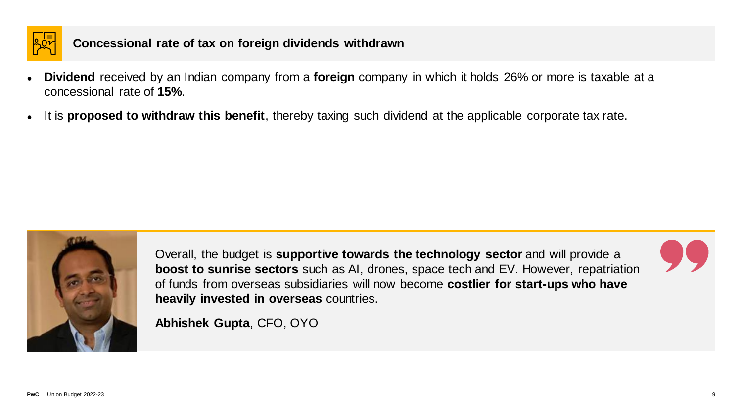## Concessional rate of tax on foreign dividends withdrawn

- **Dividend** received by an Indian company from a **foreign** company in which it holds 26% or more is taxable at a concessional rate of **15%**.
- It is **proposed to withdraw this benefit**, thereby taxing such dividend at the applicable corporate tax rate.

> Overall, the budget is **supportive towards the technology sector** and will provide a **boost to sunrise sectors** such as AI, drones, space tech and EV. However, repatriation of funds from overseas subsidiaries will now become **costlier for start-ups who have heavily invested in overseas** countries.
>
> **Abhishek Gupta**, CFO, OYO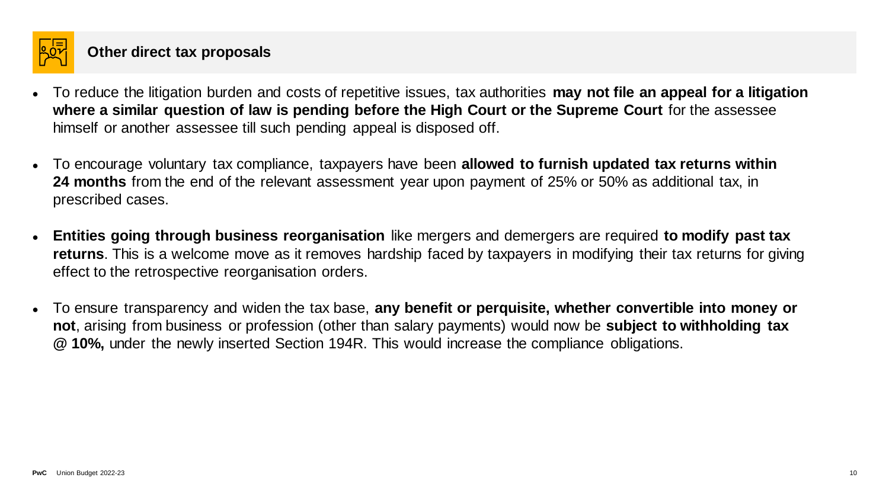## Other direct tax proposals

- To reduce the litigation burden and costs of repetitive issues, tax authorities **may not file an appeal for a litigation where a similar question of law is pending before the High Court or the Supreme Court** for the assessee himself or another assessee till such pending appeal is disposed off.
- To encourage voluntary tax compliance, taxpayers have been **allowed to furnish updated tax returns within 24 months** from the end of the relevant assessment year upon payment of 25% or 50% as additional tax, in prescribed cases.
- **Entities going through business reorganisation** like mergers and demergers are required **to modify past tax returns**. This is a welcome move as it removes hardship faced by taxpayers in modifying their tax returns for giving effect to the retrospective reorganisation orders.
- To ensure transparency and widen the tax base, **any benefit or perquisite, whether convertible into money or not**, arising from business or profession (other than salary payments) would now be **subject to withholding tax @ 10%,** under the newly inserted Section 194R. This would increase the compliance obligations.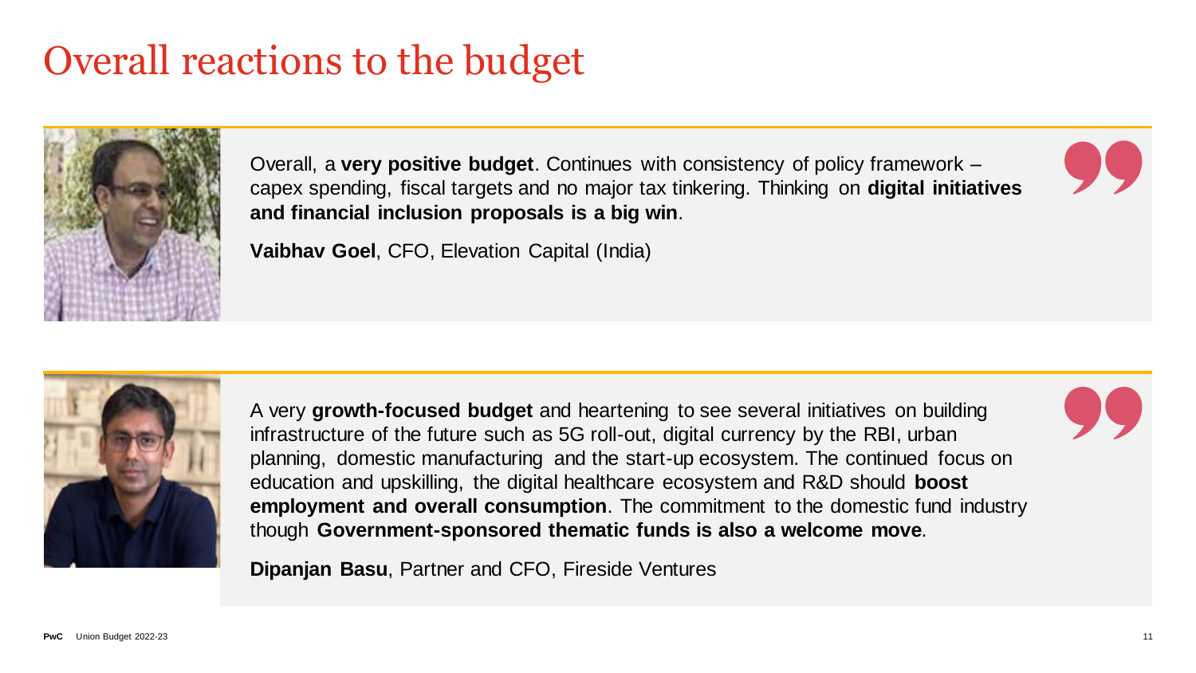# Overall reactions to the budget

Overall, a **very positive budget**. Continues with consistency of policy framework – capex spending, fiscal targets and no major tax tinkering. Thinking on **digital initiatives and financial inclusion proposals is a big win**.

**Vaibhav Goel**, CFO, Elevation Capital (India)

A very **growth-focused budget** and heartening to see several initiatives on building infrastructure of the future such as 5G roll-out, digital currency by the RBI, urban planning, domestic manufacturing and the start-up ecosystem. The continued focus on education and upskilling, the digital healthcare ecosystem and R&D should **boost employment and overall consumption**. The commitment to the domestic fund industry though **Government-sponsored thematic funds is also a welcome move**.

**Dipanjan Basu**, Partner and CFO, Fireside Ventures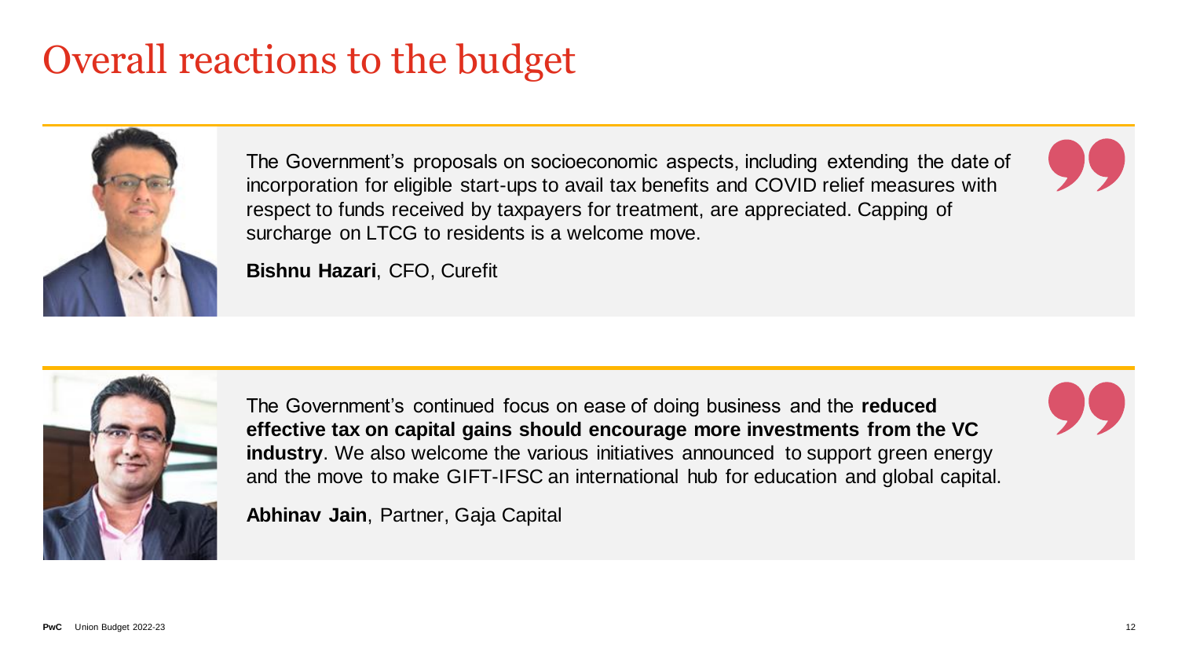# Overall reactions to the budget

The Government's proposals on socioeconomic aspects, including extending the date of incorporation for eligible start-ups to avail tax benefits and COVID relief measures with respect to funds received by taxpayers for treatment, are appreciated. Capping of surcharge on LTCG to residents is a welcome move.

**Bishnu Hazari**, CFO, Curefit

The Government's continued focus on ease of doing business and the **reduced effective tax on capital gains should encourage more investments from the VC industry**. We also welcome the various initiatives announced to support green energy and the move to make GIFT-IFSC an international hub for education and global capital.

**Abhinav Jain**, Partner, Gaja Capital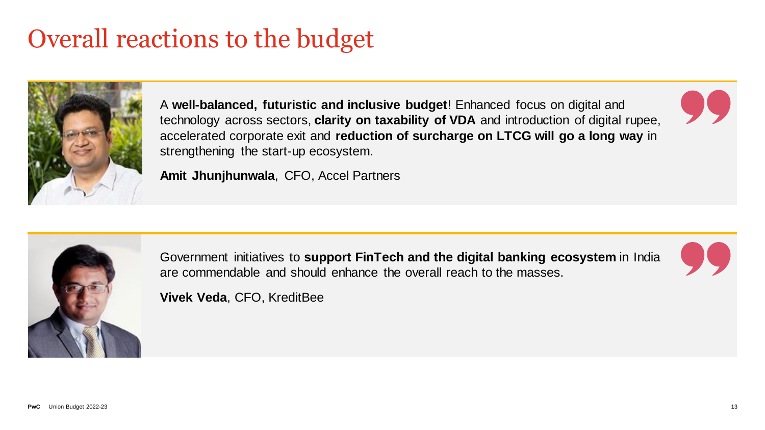# Overall reactions to the budget

A **well-balanced, futuristic and inclusive budget**! Enhanced focus on digital and technology across sectors, **clarity on taxability of VDA** and introduction of digital rupee, accelerated corporate exit and **reduction of surcharge on LTCG will go a long way** in strengthening the start-up ecosystem.

**Amit Jhunjhunwala**, CFO, Accel Partners

Government initiatives to **support FinTech and the digital banking ecosystem** in India are commendable and should enhance the overall reach to the masses.

**Vivek Veda**, CFO, KreditBee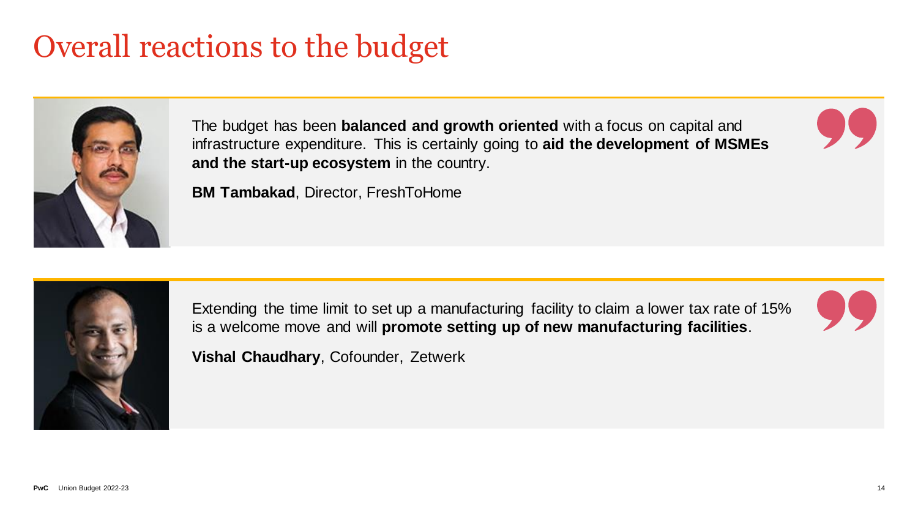# Overall reactions to the budget

The budget has been **balanced and growth oriented** with a focus on capital and infrastructure expenditure. This is certainly going to **aid the development of MSMEs and the start-up ecosystem** in the country.

**BM Tambakad**, Director, FreshToHome

Extending the time limit to set up a manufacturing facility to claim a lower tax rate of 15% is a welcome move and will **promote setting up of new manufacturing facilities**.

**Vishal Chaudhary**, Cofounder, Zetwerk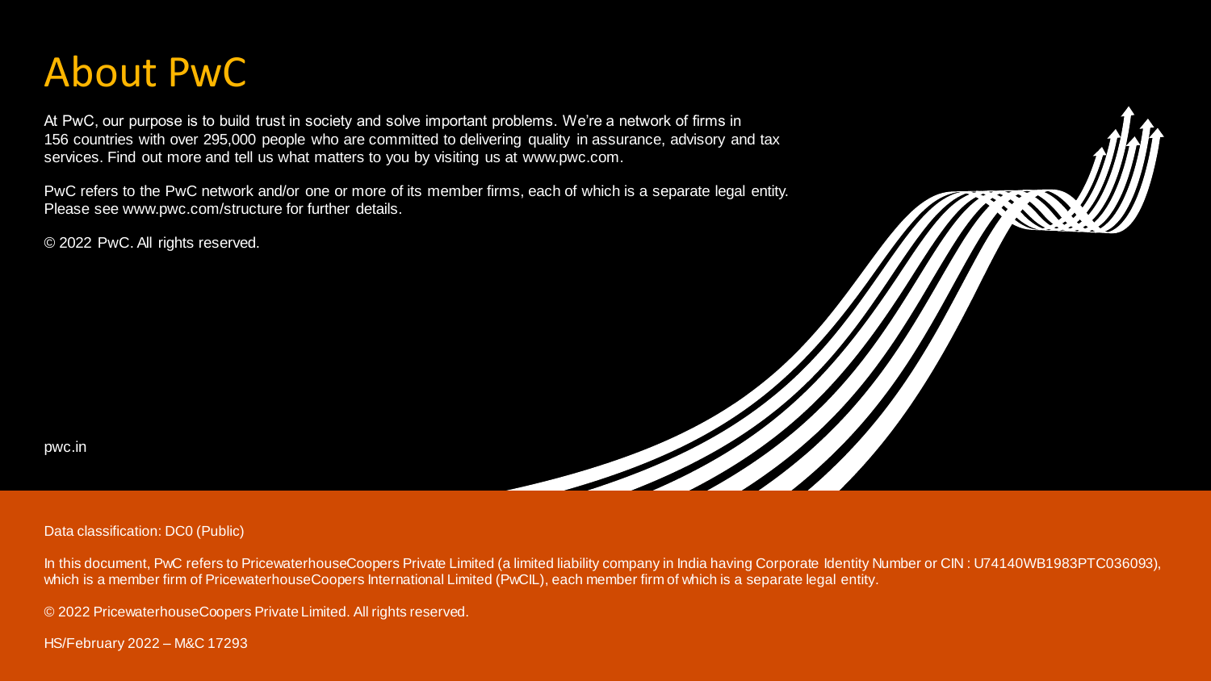# About PwC

At PwC, our purpose is to build trust in society and solve important problems. We're a network of firms in 156 countries with over 295,000 people who are committed to delivering quality in assurance, advisory and tax services. Find out more and tell us what matters to you by visiting us at www.pwc.com.

PwC refers to the PwC network and/or one or more of its member firms, each of which is a separate legal entity. Please see www.pwc.com/structure for further details.

© 2022 PwC. All rights reserved.

pwc.in

Data classification: DC0 (Public)

In this document, PwC refers to PricewaterhouseCoopers Private Limited (a limited liability company in India having Corporate Identity Number or CIN : U74140WB1983PTC036093), which is a member firm of PricewaterhouseCoopers International Limited (PwCIL), each member firm of which is a separate legal entity.

© 2022 PricewaterhouseCoopers Private Limited. All rights reserved.

HS/February 2022 – M&C 17293